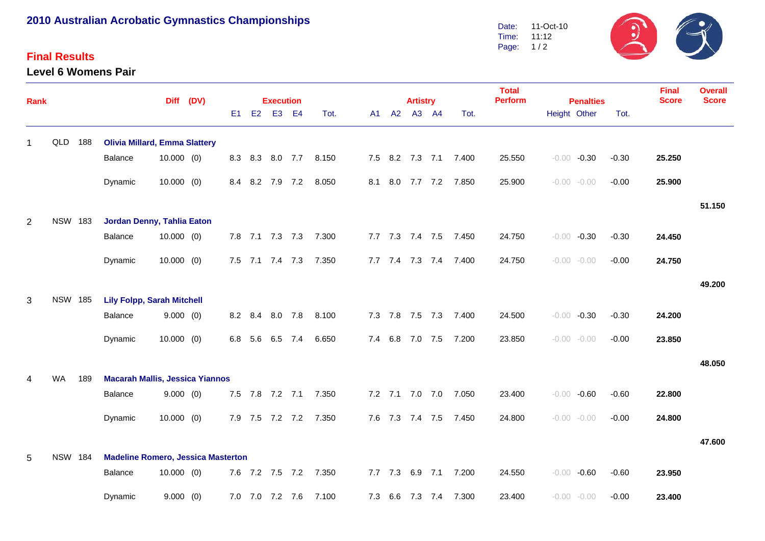# 2010 Australian Acrobatic Gymnastics Championships

Date: 11-Oct-10
Time: 11:12

## Final Results

### Level 6 Womens Pair

| Rank | | | | Diff | (DV) | Execution E1 | E2 | E3 | E4 | Tot. | Artistry A1 | A2 | A3 | A4 | Tot. | Total Perform | Penalties Height | Other | Tot. | Final Score | Overall Score |
|---|---|---|---|---|---|---|---|---|---|---|---|---|---|---|---|---|---|---|---|---|---|
| 1 | QLD | 188 | **Olivia Millard, Emma Slattery** | | | | | | | | | | | | | | | | | | |
| | | | Balance | 10.000 | (0) | 8.3 | 8.3 | 8.0 | 7.7 | 8.150 | 7.5 | 8.2 | 7.3 | 7.1 | 7.400 | 25.550 | -0.00 | -0.30 | -0.30 | **25.250** | |
| | | | Dynamic | 10.000 | (0) | 8.4 | 8.2 | 7.9 | 7.2 | 8.050 | 8.1 | 8.0 | 7.7 | 7.2 | 7.850 | 25.900 | -0.00 | -0.00 | -0.00 | **25.900** | |
| | | | | | | | | | | | | | | | | | | | | | **51.150** |
| 2 | NSW | 183 | **Jordan Denny, Tahlia Eaton** | | | | | | | | | | | | | | | | | | |
| | | | Balance | 10.000 | (0) | 7.8 | 7.1 | 7.3 | 7.3 | 7.300 | 7.7 | 7.3 | 7.4 | 7.5 | 7.450 | 24.750 | -0.00 | -0.30 | -0.30 | **24.450** | |
| | | | Dynamic | 10.000 | (0) | 7.5 | 7.1 | 7.4 | 7.3 | 7.350 | 7.7 | 7.4 | 7.3 | 7.4 | 7.400 | 24.750 | -0.00 | -0.00 | -0.00 | **24.750** | |
| | | | | | | | | | | | | | | | | | | | | | **49.200** |
| 3 | NSW | 185 | **Lily Folpp, Sarah Mitchell** | | | | | | | | | | | | | | | | | | |
| | | | Balance | 9.000 | (0) | 8.2 | 8.4 | 8.0 | 7.8 | 8.100 | 7.3 | 7.8 | 7.5 | 7.3 | 7.400 | 24.500 | -0.00 | -0.30 | -0.30 | **24.200** | |
| | | | Dynamic | 10.000 | (0) | 6.8 | 5.6 | 6.5 | 7.4 | 6.650 | 7.4 | 6.8 | 7.0 | 7.5 | 7.200 | 23.850 | -0.00 | -0.00 | -0.00 | **23.850** | |
| | | | | | | | | | | | | | | | | | | | | | **48.050** |
| 4 | WA | 189 | **Macarah Mallis, Jessica Yiannos** | | | | | | | | | | | | | | | | | | |
| | | | Balance | 9.000 | (0) | 7.5 | 7.8 | 7.2 | 7.1 | 7.350 | 7.2 | 7.1 | 7.0 | 7.0 | 7.050 | 23.400 | -0.00 | -0.60 | -0.60 | **22.800** | |
| | | | Dynamic | 10.000 | (0) | 7.9 | 7.5 | 7.2 | 7.2 | 7.350 | 7.6 | 7.3 | 7.4 | 7.5 | 7.450 | 24.800 | -0.00 | -0.00 | -0.00 | **24.800** | |
| | | | | | | | | | | | | | | | | | | | | | **47.600** |
| 5 | NSW | 184 | **Madeline Romero, Jessica Masterton** | | | | | | | | | | | | | | | | | | |
| | | | Balance | 10.000 | (0) | 7.6 | 7.2 | 7.5 | 7.2 | 7.350 | 7.7 | 7.3 | 6.9 | 7.1 | 7.200 | 24.550 | -0.00 | -0.60 | -0.60 | **23.950** | |
| | | | Dynamic | 9.000 | (0) | 7.0 | 7.0 | 7.2 | 7.6 | 7.100 | 7.3 | 6.6 | 7.3 | 7.4 | 7.300 | 23.400 | -0.00 | -0.00 | -0.00 | **23.400** | |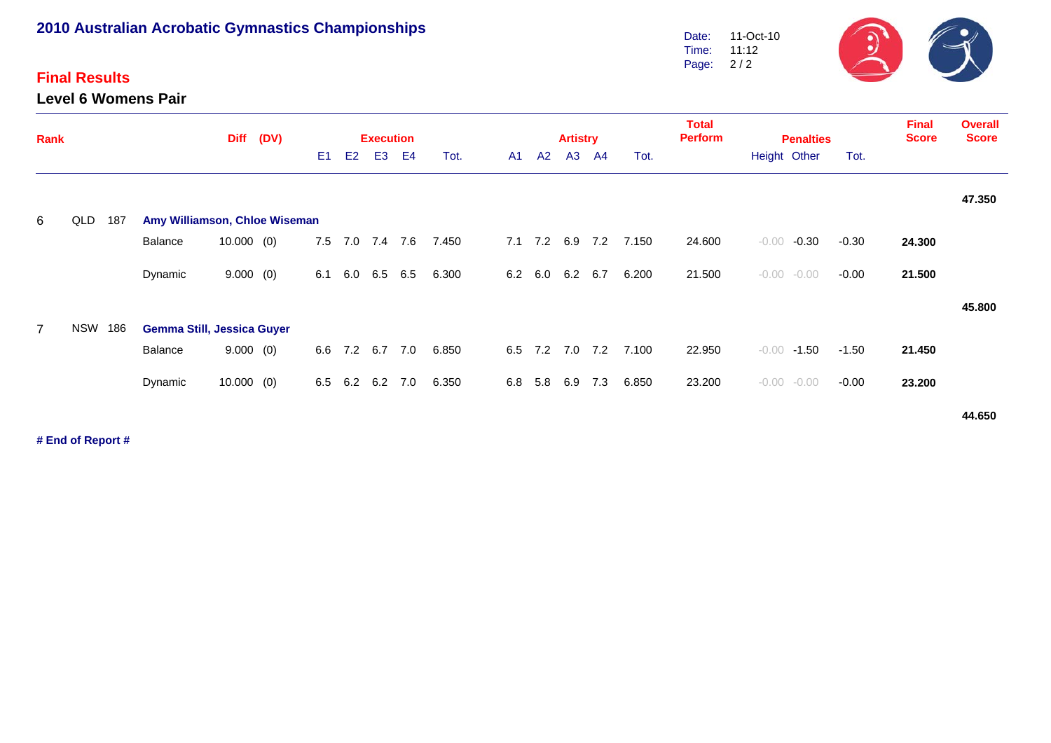# 2010 Australian Acrobatic Gymnastics Championships

Date: 11-Oct-10
Time: 11:12

## Final Results

### Level 6 Womens Pair

| Rank | | | | Diff | (DV) | Execution | | | | | Artistry | | | | | Total Perform | Penalties | | | Final Score | Overall Score |
|---|---|---|---|---|---|---|---|---|---|---|---|---|---|---|---|---|---|---|---|---|---|
| | | | | | | E1 | E2 | E3 | E4 | Tot. | A1 | A2 | A3 | A4 | Tot. | | Height | Other | Tot. | | |
| | | | | | | | | | | | | | | | | | | | | | **47.350** |
| 6 | QLD | 187 | **Amy Williamson, Chloe Wiseman** | | | | | | | | | | | | | | | | | | |
| | | | Balance | 10.000 | (0) | 7.5 | 7.0 | 7.4 | 7.6 | 7.450 | 7.1 | 7.2 | 6.9 | 7.2 | 7.150 | 24.600 | -0.00 | -0.30 | -0.30 | **24.300** | |
| | | | Dynamic | 9.000 | (0) | 6.1 | 6.0 | 6.5 | 6.5 | 6.300 | 6.2 | 6.0 | 6.2 | 6.7 | 6.200 | 21.500 | -0.00 | -0.00 | -0.00 | **21.500** | |
| | | | | | | | | | | | | | | | | | | | | | **45.800** |
| 7 | NSW | 186 | **Gemma Still, Jessica Guyer** | | | | | | | | | | | | | | | | | | |
| | | | Balance | 9.000 | (0) | 6.6 | 7.2 | 6.7 | 7.0 | 6.850 | 6.5 | 7.2 | 7.0 | 7.2 | 7.100 | 22.950 | -0.00 | -1.50 | -1.50 | **21.450** | |
| | | | Dynamic | 10.000 | (0) | 6.5 | 6.2 | 6.2 | 7.0 | 6.350 | 6.8 | 5.8 | 6.9 | 7.3 | 6.850 | 23.200 | -0.00 | -0.00 | -0.00 | **23.200** | |
| | | | | | | | | | | | | | | | | | | | | | **44.650** |

**# End of Report #**